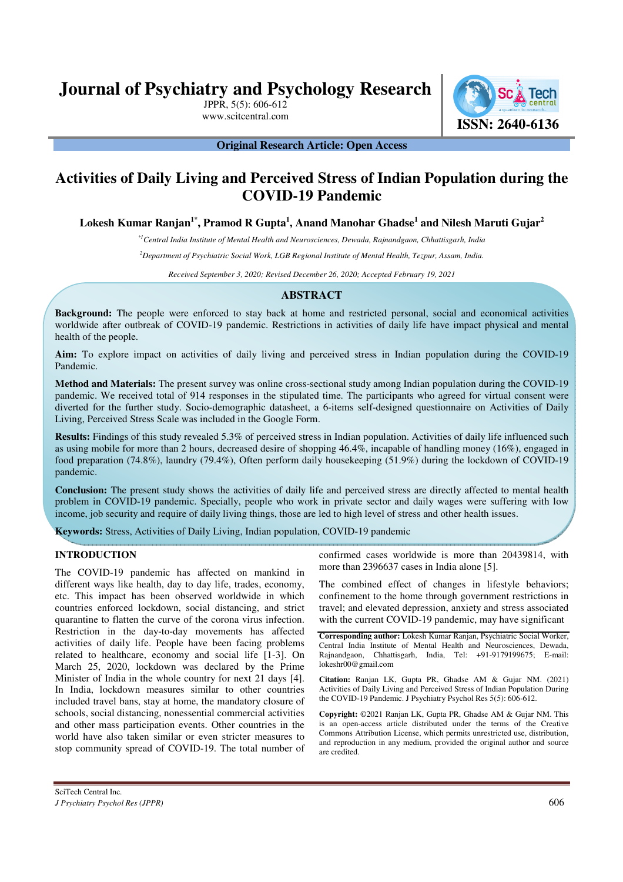Original Research Article: Open Access

# Activities of Daily Living and Perceived Stress of Indian Population during the COVID-19 Pandemic

**Lokesh Kumar Ranjan[1*], Pramod R Gupta[1], Anand Manohar Ghadse[1] and Nilesh Maruti Gujar[2]**

*[*1] Central India Institute of Mental Health and Neurosciences, Dewada, Rajnandgaon, Chhattisgarh, India*

*[2] Department of Psychiatric Social Work, LGB Regional Institute of Mental Health, Tezpur, Assam, India.*

*Received September 3, 2020; Revised December 26, 2020; Accepted February 19, 2021*

## ABSTRACT

**Background:** The people were enforced to stay back at home and restricted personal, social and economical activities worldwide after outbreak of COVID-19 pandemic. Restrictions in activities of daily life have impact physical and mental health of the people.

**Aim:** To explore impact on activities of daily living and perceived stress in Indian population during the COVID-19 Pandemic.

**Method and Materials:** The present survey was online cross-sectional study among Indian population during the COVID-19 pandemic. We received total of 914 responses in the stipulated time. The participants who agreed for virtual consent were diverted for the further study. Socio-demographic datasheet, a 6-items self-designed questionnaire on Activities of Daily Living, Perceived Stress Scale was included in the Google Form.

**Results:** Findings of this study revealed 5.3% of perceived stress in Indian population. Activities of daily life influenced such as using mobile for more than 2 hours, decreased desire of shopping 46.4%, incapable of handling money (16%), engaged in food preparation (74.8%), laundry (79.4%), Often perform daily housekeeping (51.9%) during the lockdown of COVID-19 pandemic.

**Conclusion:** The present study shows the activities of daily life and perceived stress are directly affected to mental health problem in COVID-19 pandemic. Specially, people who work in private sector and daily wages were suffering with low income, job security and require of daily living things, those are led to high level of stress and other health issues.

**Keywords:** Stress, Activities of Daily Living, Indian population, COVID-19 pandemic

## INTRODUCTION

The COVID-19 pandemic has affected on mankind in different ways like health, day to day life, trades, economy, etc. This impact has been observed worldwide in which countries enforced lockdown, social distancing, and strict quarantine to flatten the curve of the corona virus infection. Restriction in the day-to-day movements has affected activities of daily life. People have been facing problems related to healthcare, economy and social life [1-3]. On March 25, 2020, lockdown was declared by the Prime Minister of India in the whole country for next 21 days [4]. In India, lockdown measures similar to other countries included travel bans, stay at home, the mandatory closure of schools, social distancing, nonessential commercial activities and other mass participation events. Other countries in the world have also taken similar or even stricter measures to stop community spread of COVID-19. The total number of confirmed cases worldwide is more than 20439814, with more than 2396637 cases in India alone [5].

The combined effect of changes in lifestyle behaviors; confinement to the home through government restrictions in travel; and elevated depression, anxiety and stress associated with the current COVID-19 pandemic, may have significant

**Corresponding author:** Lokesh Kumar Ranjan, Psychiatric Social Worker, Central India Institute of Mental Health and Neurosciences, Dewada, Rajnandgaon, Chhattisgarh, India, Tel: +91-9179199675; E-mail: lokeshr00@gmail.com

**Citation:** Ranjan LK, Gupta PR, Ghadse AM & Gujar NM. (2021) Activities of Daily Living and Perceived Stress of Indian Population During the COVID-19 Pandemic. J Psychiatry Psychol Res 5(5): 606-612.

**Copyright:** ©2021 Ranjan LK, Gupta PR, Ghadse AM & Gujar NM. This is an open-access article distributed under the terms of the Creative Commons Attribution License, which permits unrestricted use, distribution, and reproduction in any medium, provided the original author and source are credited.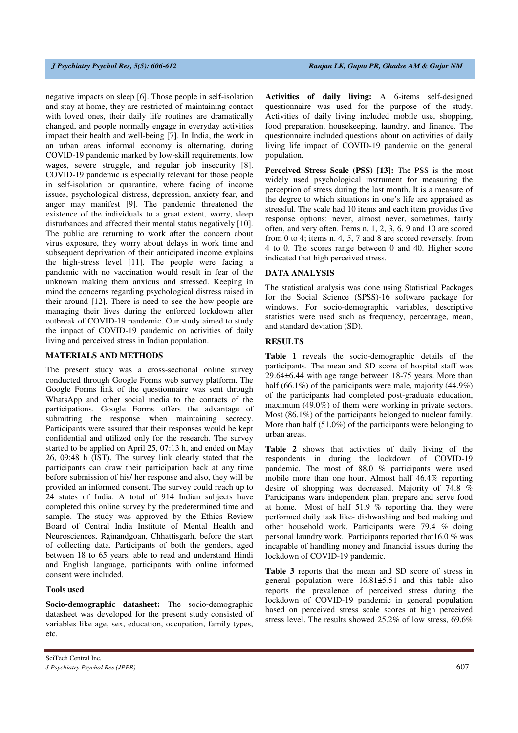negative impacts on sleep [6]. Those people in self-isolation and stay at home, they are restricted of maintaining contact with loved ones, their daily life routines are dramatically changed, and people normally engage in everyday activities impact their health and well-being [7]. In India, the work in an urban areas informal economy is alternating, during COVID-19 pandemic marked by low-skill requirements, low wages, severe struggle, and regular job insecurity [8]. COVID-19 pandemic is especially relevant for those people in self-isolation or quarantine, where facing of income issues, psychological distress, depression, anxiety fear, and anger may manifest [9]. The pandemic threatened the existence of the individuals to a great extent, worry, sleep disturbances and affected their mental status negatively [10]. The public are returning to work after the concern about virus exposure, they worry about delays in work time and subsequent deprivation of their anticipated income explains the high-stress level [11]. The people were facing a pandemic with no vaccination would result in fear of the unknown making them anxious and stressed. Keeping in mind the concerns regarding psychological distress raised in their around [12]. There is need to see the how people are managing their lives during the enforced lockdown after outbreak of COVID-19 pandemic. Our study aimed to study the impact of COVID-19 pandemic on activities of daily living and perceived stress in Indian population.

## MATERIALS AND METHODS

The present study was a cross-sectional online survey conducted through Google Forms web survey platform. The Google Forms link of the questionnaire was sent through WhatsApp and other social media to the contacts of the participations. Google Forms offers the advantage of submitting the response when maintaining secrecy. Participants were assured that their responses would be kept confidential and utilized only for the research. The survey started to be applied on April 25, 07:13 h, and ended on May 26, 09:48 h (IST). The survey link clearly stated that the participants can draw their participation back at any time before submission of his/ her response and also, they will be provided an informed consent. The survey could reach up to 24 states of India. A total of 914 Indian subjects have completed this online survey by the predetermined time and sample. The study was approved by the Ethics Review Board of Central India Institute of Mental Health and Neurosciences, Rajnandgoan, Chhattisgarh, before the start of collecting data. Participants of both the genders, aged between 18 to 65 years, able to read and understand Hindi and English language, participants with online informed consent were included.

### Tools used

**Socio-demographic datasheet:** The socio-demographic datasheet was developed for the present study consisted of variables like age, sex, education, occupation, family types, etc.

**Activities of daily living:** A 6-items self-designed questionnaire was used for the purpose of the study. Activities of daily living included mobile use, shopping, food preparation, housekeeping, laundry, and finance. The questionnaire included questions about on activities of daily living life impact of COVID-19 pandemic on the general population.

**Perceived Stress Scale (PSS) [13]:** The PSS is the most widely used psychological instrument for measuring the perception of stress during the last month. It is a measure of the degree to which situations in one's life are appraised as stressful. The scale had 10 items and each item provides five response options: never, almost never, sometimes, fairly often, and very often. Items n. 1, 2, 3, 6, 9 and 10 are scored from 0 to 4; items n. 4, 5, 7 and 8 are scored reversely, from 4 to 0. The scores range between 0 and 40. Higher score indicated that high perceived stress.

## DATA ANALYSIS

The statistical analysis was done using Statistical Packages for the Social Science (SPSS)-16 software package for windows. For socio-demographic variables, descriptive statistics were used such as frequency, percentage, mean, and standard deviation (SD).

## RESULTS

**Table 1** reveals the socio-demographic details of the participants. The mean and SD score of hospital staff was 29.64±6.44 with age range between 18-75 years. More than half (66.1%) of the participants were male, majority (44.9%) of the participants had completed post-graduate education, maximum (49.0%) of them were working in private sectors. Most (86.1%) of the participants belonged to nuclear family. More than half (51.0%) of the participants were belonging to urban areas.

**Table 2** shows that activities of daily living of the respondents in during the lockdown of COVID-19 pandemic. The most of 88.0 % participants were used mobile more than one hour. Almost half 46.4% reporting desire of shopping was decreased. Majority of 74.8 % Participants ware independent plan, prepare and serve food at home. Most of half 51.9 % reporting that they were performed daily task like- dishwashing and bed making and other household work. Participants were 79.4 % doing personal laundry work. Participants reported that16.0 % was incapable of handling money and financial issues during the lockdown of COVID-19 pandemic.

**Table 3** reports that the mean and SD score of stress in general population were 16.81±5.51 and this table also reports the prevalence of perceived stress during the lockdown of COVID-19 pandemic in general population based on perceived stress scale scores at high perceived stress level. The results showed 25.2% of low stress, 69.6%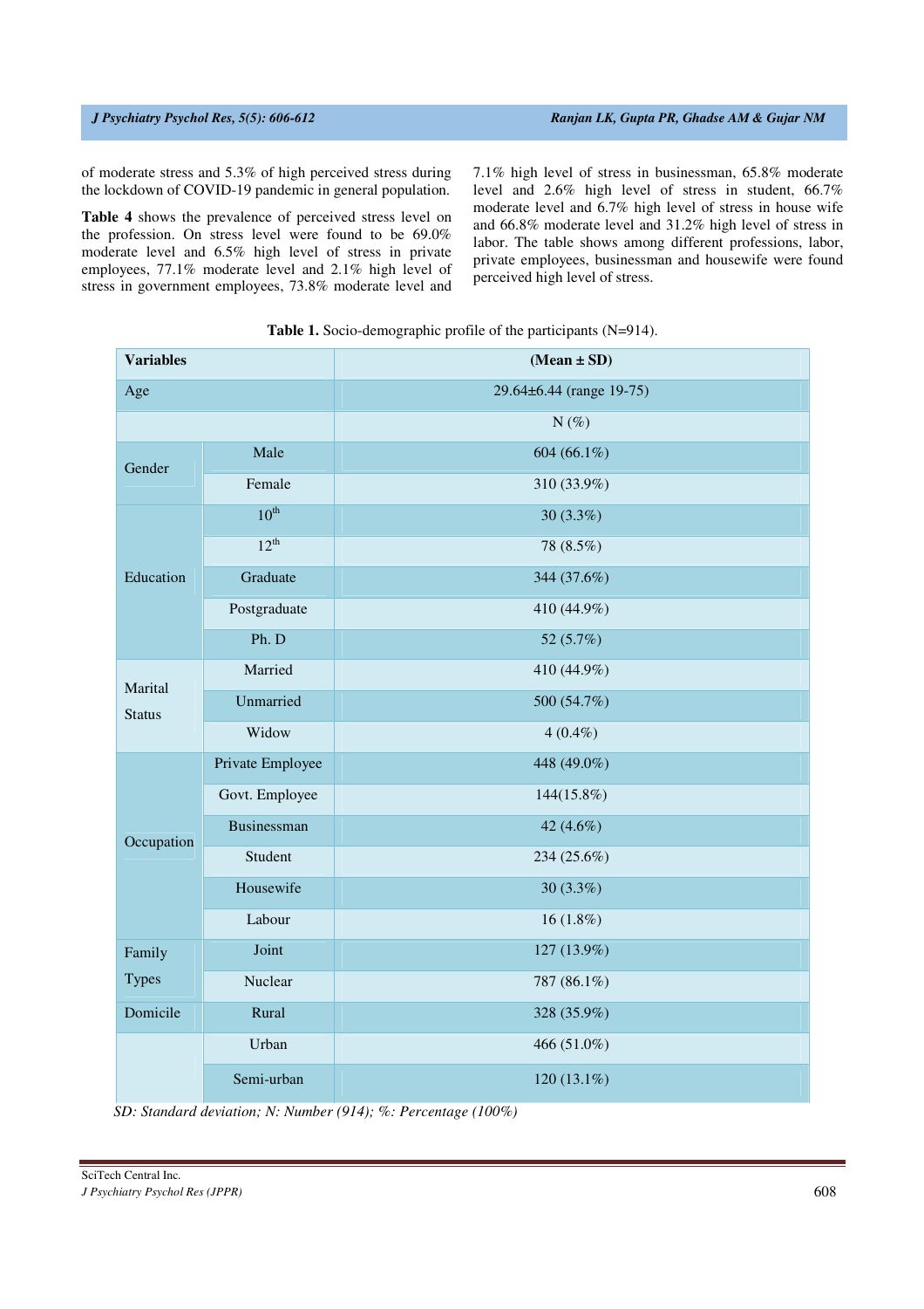of moderate stress and 5.3% of high perceived stress during the lockdown of COVID-19 pandemic in general population.

**Table 4** shows the prevalence of perceived stress level on the profession. On stress level were found to be 69.0% moderate level and 6.5% high level of stress in private employees, 77.1% moderate level and 2.1% high level of stress in government employees, 73.8% moderate level and 7.1% high level of stress in businessman, 65.8% moderate level and 2.6% high level of stress in student, 66.7% moderate level and 6.7% high level of stress in house wife and 66.8% moderate level and 31.2% high level of stress in labor. The table shows among different professions, labor, private employees, businessman and housewife were found perceived high level of stress.

**Table 1.** Socio-demographic profile of the participants (N=914).

| Variables | | (Mean ± SD) |
|---|---|---|
| Age | | 29.64±6.44 (range 19-75) |
| | | N (%) |
| Gender | Male | 604 (66.1%) |
| | Female | 310 (33.9%) |
| Education | 10th | 30 (3.3%) |
| | 12th | 78 (8.5%) |
| | Graduate | 344 (37.6%) |
| | Postgraduate | 410 (44.9%) |
| | Ph. D | 52 (5.7%) |
| Marital Status | Married | 410 (44.9%) |
| | Unmarried | 500 (54.7%) |
| | Widow | 4 (0.4%) |
| Occupation | Private Employee | 448 (49.0%) |
| | Govt. Employee | 144(15.8%) |
| | Businessman | 42 (4.6%) |
| | Student | 234 (25.6%) |
| | Housewife | 30 (3.3%) |
| | Labour | 16 (1.8%) |
| Family Types | Joint | 127 (13.9%) |
| | Nuclear | 787 (86.1%) |
| Domicile | Rural | 328 (35.9%) |
| | Urban | 466 (51.0%) |
| | Semi-urban | 120 (13.1%) |

*SD: Standard deviation; N: Number (914); %: Percentage (100%)*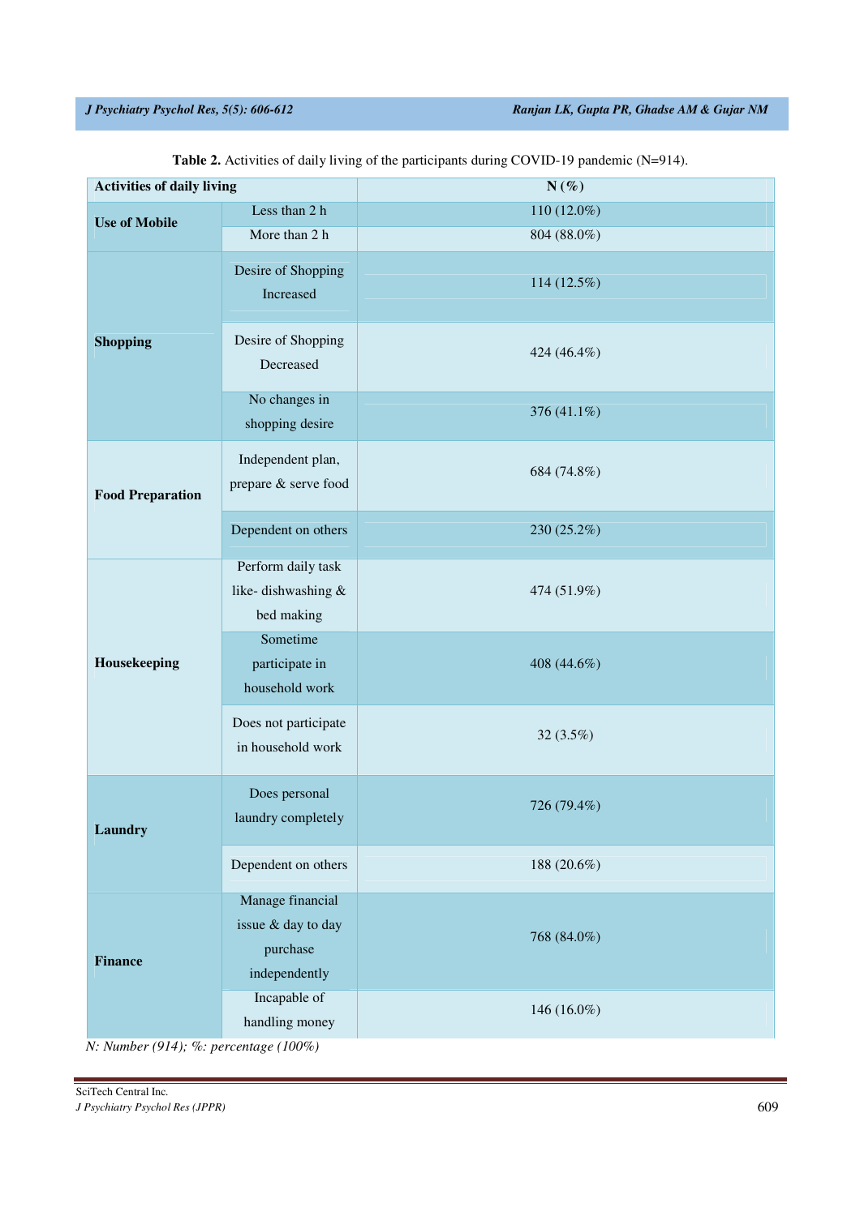**Table 2.** Activities of daily living of the participants during COVID-19 pandemic (N=914).

| Activities of daily living | | N (%) |
|---|---|---|
| **Use of Mobile** | Less than 2 h | 110 (12.0%) |
| | More than 2 h | 804 (88.0%) |
| **Shopping** | Desire of Shopping Increased | 114 (12.5%) |
| | Desire of Shopping Decreased | 424 (46.4%) |
| | No changes in shopping desire | 376 (41.1%) |
| **Food Preparation** | Independent plan, prepare & serve food | 684 (74.8%) |
| | Dependent on others | 230 (25.2%) |
| **Housekeeping** | Perform daily task like- dishwashing & bed making | 474 (51.9%) |
| | Sometime participate in household work | 408 (44.6%) |
| | Does not participate in household work | 32 (3.5%) |
| **Laundry** | Does personal laundry completely | 726 (79.4%) |
| | Dependent on others | 188 (20.6%) |
| **Finance** | Manage financial issue & day to day purchase independently | 768 (84.0%) |
| | Incapable of handling money | 146 (16.0%) |

*N: Number (914); %: percentage (100%)*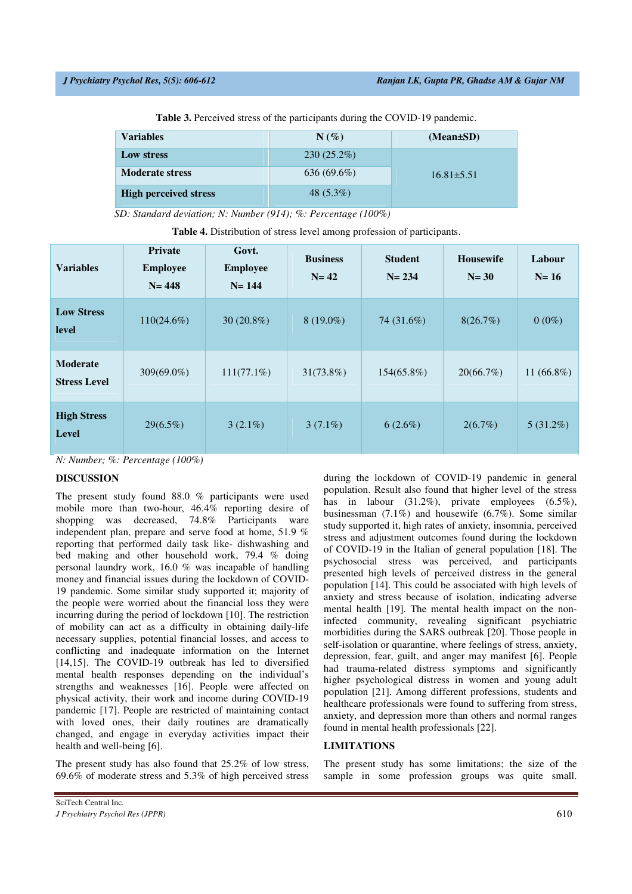**Table 3.** Perceived stress of the participants during the COVID-19 pandemic.

| Variables | N (%) | (Mean±SD) |
|---|---|---|
| Low stress | 230 (25.2%) | 16.81±5.51 |
| Moderate stress | 636 (69.6%) | |
| High perceived stress | 48 (5.3%) | |

*SD: Standard deviation; N: Number (914); %: Percentage (100%)*

**Table 4.** Distribution of stress level among profession of participants.

| Variables | Private Employee N= 448 | Govt. Employee N= 144 | Business N= 42 | Student N= 234 | Housewife N= 30 | Labour N= 16 |
|---|---|---|---|---|---|---|
| Low Stress level | 110(24.6%) | 30 (20.8%) | 8 (19.0%) | 74 (31.6%) | 8(26.7%) | 0 (0%) |
| Moderate Stress Level | 309(69.0%) | 111(77.1%) | 31(73.8%) | 154(65.8%) | 20(66.7%) | 11 (66.8%) |
| High Stress Level | 29(6.5%) | 3 (2.1%) | 3 (7.1%) | 6 (2.6%) | 2(6.7%) | 5 (31.2%) |

*N: Number; %: Percentage (100%)*

## DISCUSSION

The present study found 88.0 % participants were used mobile more than two-hour, 46.4% reporting desire of shopping was decreased, 74.8% Participants ware independent plan, prepare and serve food at home, 51.9 % reporting that performed daily task like- dishwashing and bed making and other household work, 79.4 % doing personal laundry work, 16.0 % was incapable of handling money and financial issues during the lockdown of COVID-19 pandemic. Some similar study supported it; majority of the people were worried about the financial loss they were incurring during the period of lockdown [10]. The restriction of mobility can act as a difficulty in obtaining daily-life necessary supplies, potential financial losses, and access to conflicting and inadequate information on the Internet [14,15]. The COVID-19 outbreak has led to diversified mental health responses depending on the individual's strengths and weaknesses [16]. People were affected on physical activity, their work and income during COVID-19 pandemic [17]. People are restricted of maintaining contact with loved ones, their daily routines are dramatically changed, and engage in everyday activities impact their health and well-being [6].

The present study has also found that 25.2% of low stress, 69.6% of moderate stress and 5.3% of high perceived stress during the lockdown of COVID-19 pandemic in general population. Result also found that higher level of the stress has in labour (31.2%), private employees (6.5%), businessman (7.1%) and housewife (6.7%). Some similar study supported it, high rates of anxiety, insomnia, perceived stress and adjustment outcomes found during the lockdown of COVID-19 in the Italian of general population [18]. The psychosocial stress was perceived, and participants presented high levels of perceived distress in the general population [14]. This could be associated with high levels of anxiety and stress because of isolation, indicating adverse mental health [19]. The mental health impact on the non-infected community, revealing significant psychiatric morbidities during the SARS outbreak [20]. Those people in self-isolation or quarantine, where feelings of stress, anxiety, depression, fear, guilt, and anger may manifest [6]. People had trauma-related distress symptoms and significantly higher psychological distress in women and young adult population [21]. Among different professions, students and healthcare professionals were found to suffering from stress, anxiety, and depression more than others and normal ranges found in mental health professionals [22].

## LIMITATIONS

The present study has some limitations; the size of the sample in some profession groups was quite small.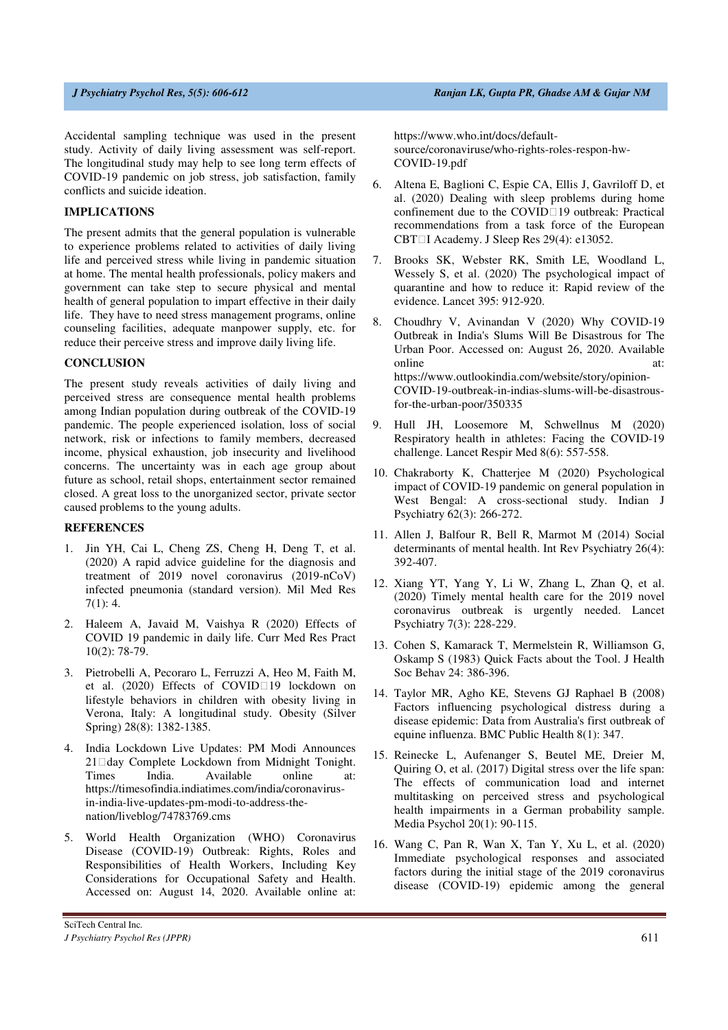Accidental sampling technique was used in the present study. Activity of daily living assessment was self-report. The longitudinal study may help to see long term effects of COVID-19 pandemic on job stress, job satisfaction, family conflicts and suicide ideation.

## IMPLICATIONS

The present admits that the general population is vulnerable to experience problems related to activities of daily living life and perceived stress while living in pandemic situation at home. The mental health professionals, policy makers and government can take step to secure physical and mental health of general population to impart effective in their daily life. They have to need stress management programs, online counseling facilities, adequate manpower supply, etc. for reduce their perceive stress and improve daily living life.

## CONCLUSION

The present study reveals activities of daily living and perceived stress are consequence mental health problems among Indian population during outbreak of the COVID-19 pandemic. The people experienced isolation, loss of social network, risk or infections to family members, decreased income, physical exhaustion, job insecurity and livelihood concerns. The uncertainty was in each age group about future as school, retail shops, entertainment sector remained closed. A great loss to the unorganized sector, private sector caused problems to the young adults.

## REFERENCES

1. Jin YH, Cai L, Cheng ZS, Cheng H, Deng T, et al. (2020) A rapid advice guideline for the diagnosis and treatment of 2019 novel coronavirus (2019-nCoV) infected pneumonia (standard version). Mil Med Res 7(1): 4.
2. Haleem A, Javaid M, Vaishya R (2020) Effects of COVID 19 pandemic in daily life. Curr Med Res Pract 10(2): 78-79.
3. Pietrobelli A, Pecoraro L, Ferruzzi A, Heo M, Faith M, et al. (2020) Effects of COVID‐19 lockdown on lifestyle behaviors in children with obesity living in Verona, Italy: A longitudinal study. Obesity (Silver Spring) 28(8): 1382-1385.
4. India Lockdown Live Updates: PM Modi Announces 21‐day Complete Lockdown from Midnight Tonight. Times India. Available online at: https://timesofindia.indiatimes.com/india/coronavirus-in-india-live-updates-pm-modi-to-address-the-nation/liveblog/74783769.cms
5. World Health Organization (WHO) Coronavirus Disease (COVID-19) Outbreak: Rights, Roles and Responsibilities of Health Workers, Including Key Considerations for Occupational Safety and Health. Accessed on: August 14, 2020. Available online at: https://www.who.int/docs/default-source/coronaviruse/who-rights-roles-respon-hw-COVID-19.pdf
6. Altena E, Baglioni C, Espie CA, Ellis J, Gavriloff D, et al. (2020) Dealing with sleep problems during home confinement due to the COVID‐19 outbreak: Practical recommendations from a task force of the European CBT‐I Academy. J Sleep Res 29(4): e13052.
7. Brooks SK, Webster RK, Smith LE, Woodland L, Wessely S, et al. (2020) The psychological impact of quarantine and how to reduce it: Rapid review of the evidence. Lancet 395: 912-920.
8. Choudhry V, Avinandan V (2020) Why COVID-19 Outbreak in India's Slums Will Be Disastrous for The Urban Poor. Accessed on: August 26, 2020. Available online at: https://www.outlookindia.com/website/story/opinion-COVID-19-outbreak-in-indias-slums-will-be-disastrous-for-the-urban-poor/350335
9. Hull JH, Loosemore M, Schwellnus M (2020) Respiratory health in athletes: Facing the COVID-19 challenge. Lancet Respir Med 8(6): 557-558.
10. Chakraborty K, Chatterjee M (2020) Psychological impact of COVID-19 pandemic on general population in West Bengal: A cross-sectional study. Indian J Psychiatry 62(3): 266-272.
11. Allen J, Balfour R, Bell R, Marmot M (2014) Social determinants of mental health. Int Rev Psychiatry 26(4): 392-407.
12. Xiang YT, Yang Y, Li W, Zhang L, Zhan Q, et al. (2020) Timely mental health care for the 2019 novel coronavirus outbreak is urgently needed. Lancet Psychiatry 7(3): 228-229.
13. Cohen S, Kamarack T, Mermelstein R, Williamson G, Oskamp S (1983) Quick Facts about the Tool. J Health Soc Behav 24: 386-396.
14. Taylor MR, Agho KE, Stevens GJ Raphael B (2008) Factors influencing psychological distress during a disease epidemic: Data from Australia's first outbreak of equine influenza. BMC Public Health 8(1): 347.
15. Reinecke L, Aufenanger S, Beutel ME, Dreier M, Quiring O, et al. (2017) Digital stress over the life span: The effects of communication load and internet multitasking on perceived stress and psychological health impairments in a German probability sample. Media Psychol 20(1): 90-115.
16. Wang C, Pan R, Wan X, Tan Y, Xu L, et al. (2020) Immediate psychological responses and associated factors during the initial stage of the 2019 coronavirus disease (COVID-19) epidemic among the general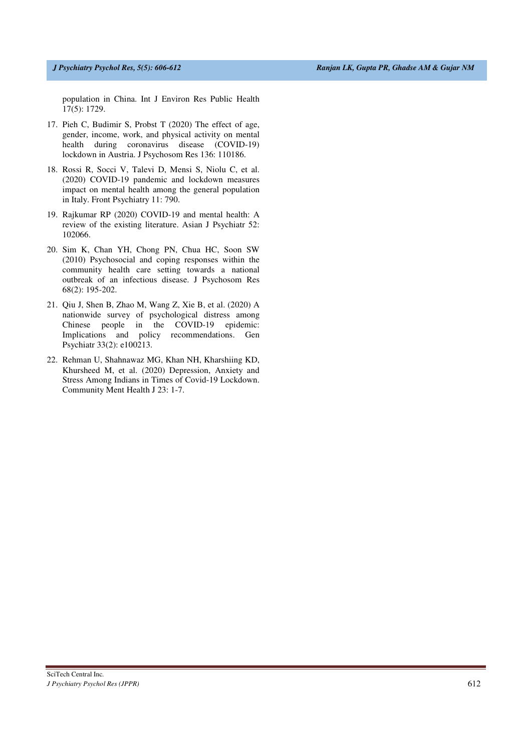population in China. Int J Environ Res Public Health 17(5): 1729.

17. Pieh C, Budimir S, Probst T (2020) The effect of age, gender, income, work, and physical activity on mental health during coronavirus disease (COVID-19) lockdown in Austria. J Psychosom Res 136: 110186.

18. Rossi R, Socci V, Talevi D, Mensi S, Niolu C, et al. (2020) COVID-19 pandemic and lockdown measures impact on mental health among the general population in Italy. Front Psychiatry 11: 790.

19. Rajkumar RP (2020) COVID-19 and mental health: A review of the existing literature. Asian J Psychiatr 52: 102066.

20. Sim K, Chan YH, Chong PN, Chua HC, Soon SW (2010) Psychosocial and coping responses within the community health care setting towards a national outbreak of an infectious disease. J Psychosom Res 68(2): 195-202.

21. Qiu J, Shen B, Zhao M, Wang Z, Xie B, et al. (2020) A nationwide survey of psychological distress among Chinese people in the COVID-19 epidemic: Implications and policy recommendations. Gen Psychiatr 33(2): e100213.

22. Rehman U, Shahnawaz MG, Khan NH, Kharshiing KD, Khursheed M, et al. (2020) Depression, Anxiety and Stress Among Indians in Times of Covid-19 Lockdown. Community Ment Health J 23: 1-7.